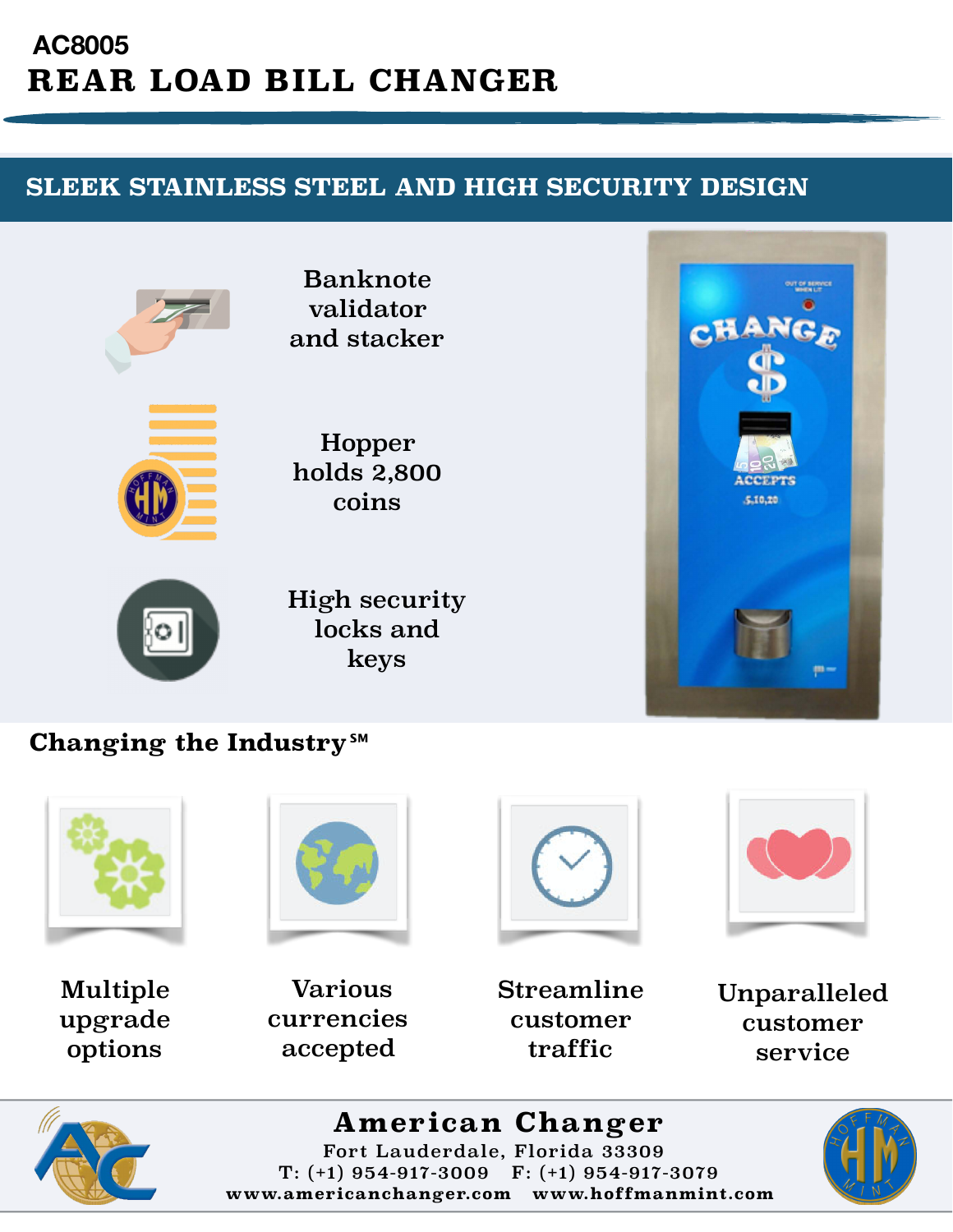AC8005

# REAR LOAD BILL CHANGER

## SLEEK STAINLESS STEEL AND HIGH SECURITY DESIGN

Banknote validator and stacker

Hopper holds 2,800 coins

High security locks and keys

### Changing the Industry℠

Multiple upgrade options

Various currencies accepted

Streamline customer traffic

Unparalleled customer service

**American Changer**
Fort Lauderdale, Florida 33309
T: (+1) 954-917-3009 F: (+1) 954-917-3079
www.americanchanger.com www.hoffmanmint.com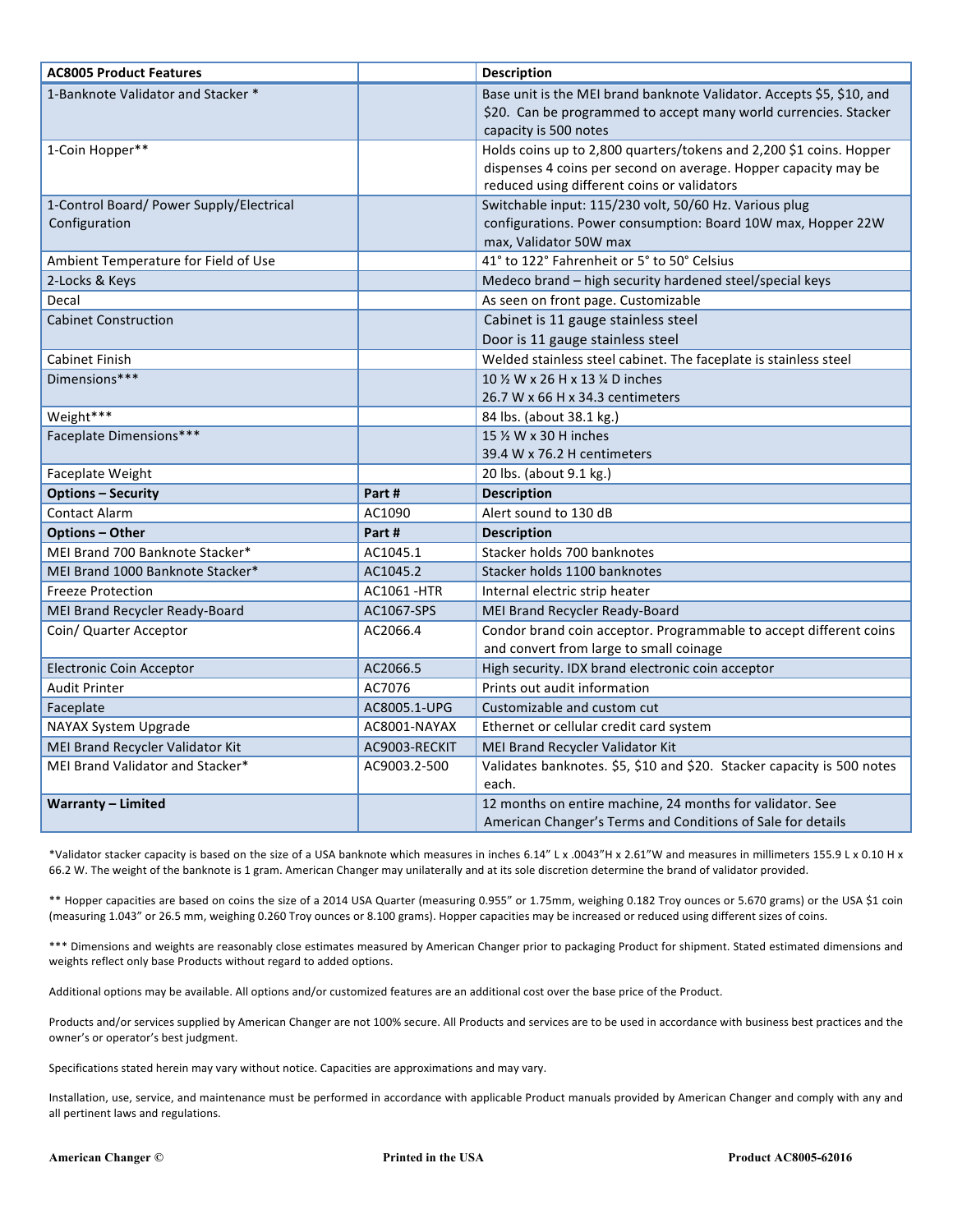| **AC8005 Product Features** | | **Description** |
|---|---|---|
| 1-Banknote Validator and Stacker * | | Base unit is the MEI brand banknote Validator. Accepts $5, $10, and $20. Can be programmed to accept many world currencies. Stacker capacity is 500 notes |
| 1-Coin Hopper** | | Holds coins up to 2,800 quarters/tokens and 2,200 $1 coins. Hopper dispenses 4 coins per second on average. Hopper capacity may be reduced using different coins or validators |
| 1-Control Board/ Power Supply/Electrical Configuration | | Switchable input: 115/230 volt, 50/60 Hz. Various plug configurations. Power consumption: Board 10W max, Hopper 22W max, Validator 50W max |
| Ambient Temperature for Field of Use | | 41° to 122° Fahrenheit or 5° to 50° Celsius |
| 2-Locks & Keys | | Medeco brand – high security hardened steel/special keys |
| Decal | | As seen on front page. Customizable |
| Cabinet Construction | | Cabinet is 11 gauge stainless steel<br>Door is 11 gauge stainless steel |
| Cabinet Finish | | Welded stainless steel cabinet. The faceplate is stainless steel |
| Dimensions*** | | 10 ½ W x 26 H x 13 ¼ D inches<br>26.7 W x 66 H x 34.3 centimeters |
| Weight*** | | 84 lbs. (about 38.1 kg.) |
| Faceplate Dimensions*** | | 15 ½ W x 30 H inches<br>39.4 W x 76.2 H centimeters |
| Faceplate Weight | | 20 lbs. (about 9.1 kg.) |
| **Options – Security** | **Part #** | **Description** |
| Contact Alarm | AC1090 | Alert sound to 130 dB |
| **Options – Other** | **Part #** | **Description** |
| MEI Brand 700 Banknote Stacker* | AC1045.1 | Stacker holds 700 banknotes |
| MEI Brand 1000 Banknote Stacker* | AC1045.2 | Stacker holds 1100 banknotes |
| Freeze Protection | AC1061 -HTR | Internal electric strip heater |
| MEI Brand Recycler Ready-Board | AC1067-SPS | MEI Brand Recycler Ready-Board |
| Coin/ Quarter Acceptor | AC2066.4 | Condor brand coin acceptor. Programmable to accept different coins and convert from large to small coinage |
| Electronic Coin Acceptor | AC2066.5 | High security. IDX brand electronic coin acceptor |
| Audit Printer | AC7076 | Prints out audit information |
| Faceplate | AC8005.1-UPG | Customizable and custom cut |
| NAYAX System Upgrade | AC8001-NAYAX | Ethernet or cellular credit card system |
| MEI Brand Recycler Validator Kit | AC9003-RECKIT | MEI Brand Recycler Validator Kit |
| MEI Brand Validator and Stacker* | AC9003.2-500 | Validates banknotes. $5, $10 and $20. Stacker capacity is 500 notes each. |
| **Warranty – Limited** | | 12 months on entire machine, 24 months for validator. See American Changer's Terms and Conditions of Sale for details |

*Validator stacker capacity is based on the size of a USA banknote which measures in inches 6.14" L x .0043"H x 2.61"W and measures in millimeters 155.9 L x 0.10 H x 66.2 W. The weight of the banknote is 1 gram. American Changer may unilaterally and at its sole discretion determine the brand of validator provided.

** Hopper capacities are based on coins the size of a 2014 USA Quarter (measuring 0.955" or 1.75mm, weighing 0.182 Troy ounces or 5.670 grams) or the USA $1 coin (measuring 1.043" or 26.5 mm, weighing 0.260 Troy ounces or 8.100 grams). Hopper capacities may be increased or reduced using different sizes of coins.

*** Dimensions and weights are reasonably close estimates measured by American Changer prior to packaging Product for shipment. Stated estimated dimensions and weights reflect only base Products without regard to added options.

Additional options may be available. All options and/or customized features are an additional cost over the base price of the Product.

Products and/or services supplied by American Changer are not 100% secure. All Products and services are to be used in accordance with business best practices and the owner's or operator's best judgment.

Specifications stated herein may vary without notice. Capacities are approximations and may vary.

Installation, use, service, and maintenance must be performed in accordance with applicable Product manuals provided by American Changer and comply with any and all pertinent laws and regulations.

**American Changer ©** **Printed in the USA** **Product AC8005-62016**